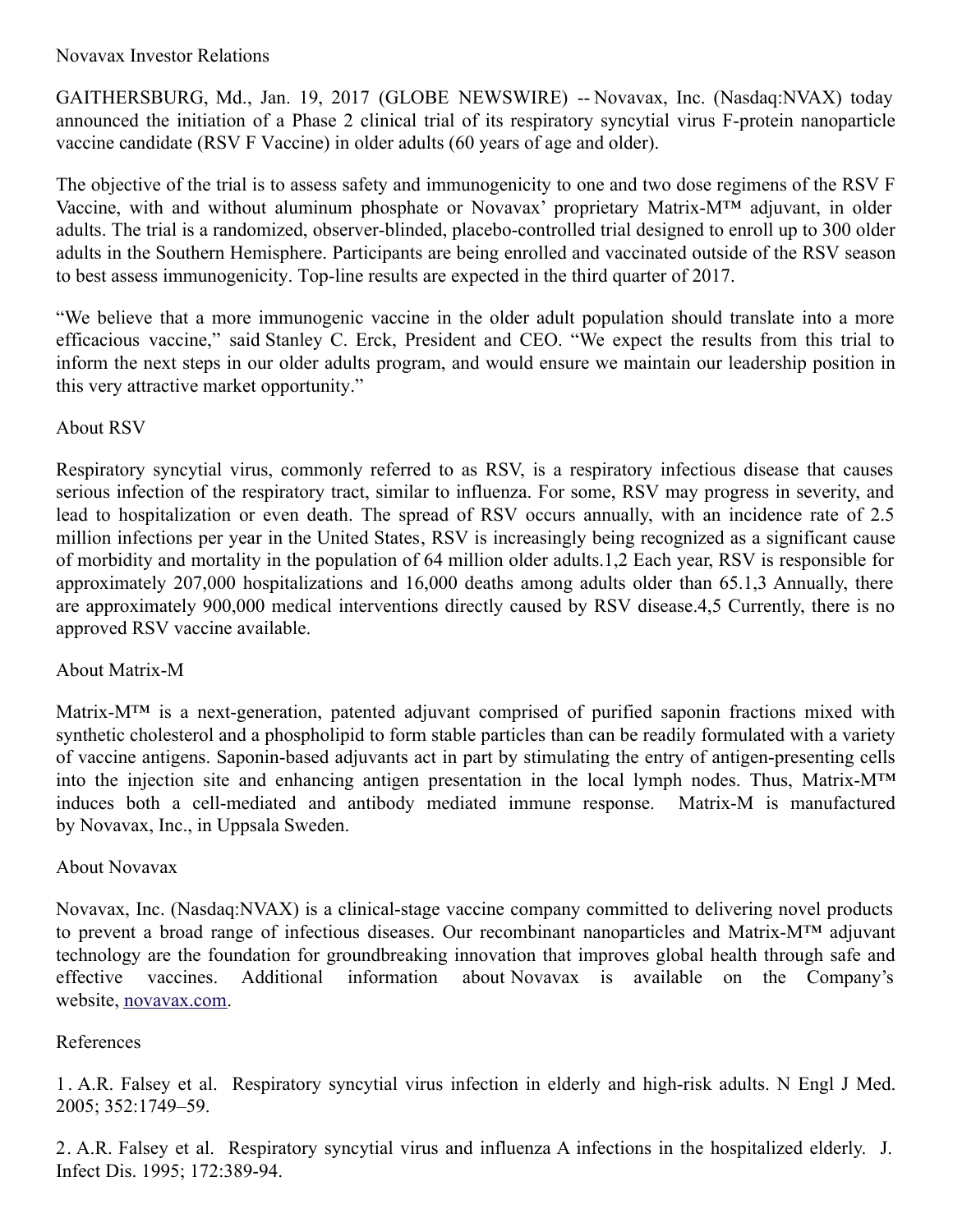Novavax Investor Relations

GAITHERSBURG, Md., Jan. 19, 2017 (GLOBE NEWSWIRE) -- Novavax, Inc. (Nasdaq:NVAX) today announced the initiation of a Phase 2 clinical trial of its respiratory syncytial virus F-protein nanoparticle vaccine candidate (RSV F Vaccine) in older adults (60 years of age and older).

The objective of the trial is to assess safety and immunogenicity to one and two dose regimens of the RSV F Vaccine, with and without aluminum phosphate or Novavax' proprietary Matrix-M™ adjuvant, in older adults. The trial is a randomized, observer-blinded, placebo-controlled trial designed to enroll up to 300 older adults in the Southern Hemisphere. Participants are being enrolled and vaccinated outside of the RSV season to best assess immunogenicity. Top-line results are expected in the third quarter of 2017.

"We believe that a more immunogenic vaccine in the older adult population should translate into a more efficacious vaccine," said Stanley C. Erck, President and CEO. "We expect the results from this trial to inform the next steps in our older adults program, and would ensure we maintain our leadership position in this very attractive market opportunity."

## About RSV

Respiratory syncytial virus, commonly referred to as RSV, is a respiratory infectious disease that causes serious infection of the respiratory tract, similar to influenza. For some, RSV may progress in severity, and lead to hospitalization or even death. The spread of RSV occurs annually, with an incidence rate of 2.5 million infections per year in the United States, RSV is increasingly being recognized as a significant cause of morbidity and mortality in the population of 64 million older adults.[1,2] Each year, RSV is responsible for approximately 207,000 hospitalizations and 16,000 deaths among adults older than 65.[1,3] Annually, there are approximately 900,000 medical interventions directly caused by RSV disease.[4,5] Currently, there is no approved RSV vaccine available.

## About Matrix-M

Matrix-M™ is a next-generation, patented adjuvant comprised of purified saponin fractions mixed with synthetic cholesterol and a phospholipid to form stable particles than can be readily formulated with a variety of vaccine antigens. Saponin-based adjuvants act in part by stimulating the entry of antigen-presenting cells into the injection site and enhancing antigen presentation in the local lymph nodes. Thus, Matrix-M™ induces both a cell-mediated and antibody mediated immune response. Matrix-M is manufactured by Novavax, Inc., in Uppsala Sweden.

## About Novavax

Novavax, Inc. (Nasdaq:NVAX) is a clinical-stage vaccine company committed to delivering novel products to prevent a broad range of infectious diseases. Our recombinant nanoparticles and Matrix-M™ adjuvant technology are the foundation for groundbreaking innovation that improves global health through safe and effective vaccines. Additional information about Novavax is available on the Company's website, [novavax.com](http://novavax.com).

## References

1. A.R. Falsey et al. Respiratory syncytial virus infection in elderly and high-risk adults. N Engl J Med. 2005; 352:1749–59.

2. A.R. Falsey et al. Respiratory syncytial virus and influenza A infections in the hospitalized elderly. J. Infect Dis. 1995; 172:389-94.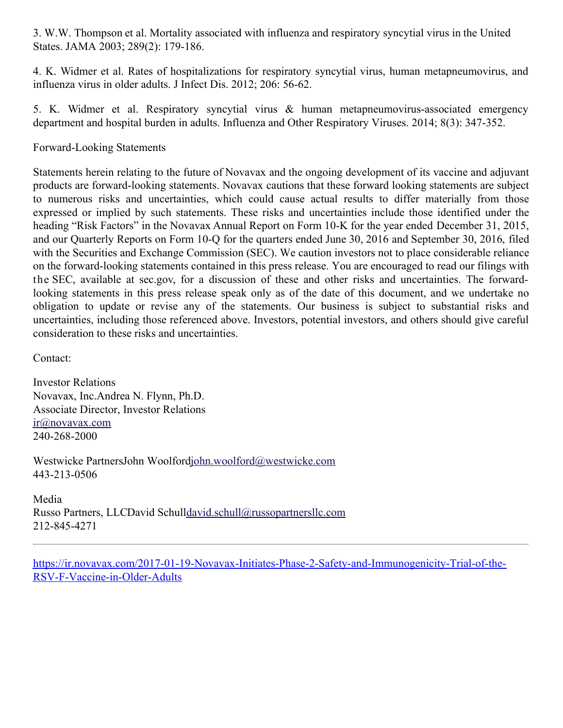3. W.W. Thompson et al. Mortality associated with influenza and respiratory syncytial virus in the United States. JAMA 2003; 289(2): 179-186.

4. K. Widmer et al. Rates of hospitalizations for respiratory syncytial virus, human metapneumovirus, and influenza virus in older adults. J Infect Dis. 2012; 206: 56-62.

5. K. Widmer et al. Respiratory syncytial virus & human metapneumovirus-associated emergency department and hospital burden in adults. Influenza and Other Respiratory Viruses. 2014; 8(3): 347-352.

Forward-Looking Statements

Statements herein relating to the future of Novavax and the ongoing development of its vaccine and adjuvant products are forward-looking statements. Novavax cautions that these forward looking statements are subject to numerous risks and uncertainties, which could cause actual results to differ materially from those expressed or implied by such statements. These risks and uncertainties include those identified under the heading "Risk Factors" in the Novavax Annual Report on Form 10-K for the year ended December 31, 2015, and our Quarterly Reports on Form 10-Q for the quarters ended June 30, 2016 and September 30, 2016, filed with the Securities and Exchange Commission (SEC). We caution investors not to place considerable reliance on the forward-looking statements contained in this press release. You are encouraged to read our filings with the SEC, available at sec.gov, for a discussion of these and other risks and uncertainties. The forward-looking statements in this press release speak only as of the date of this document, and we undertake no obligation to update or revise any of the statements. Our business is subject to substantial risks and uncertainties, including those referenced above. Investors, potential investors, and others should give careful consideration to these risks and uncertainties.

Contact:

Investor Relations
Novavax, Inc.Andrea N. Flynn, Ph.D.
Associate Director, Investor Relations
ir@novavax.com
240-268-2000

Westwicke PartnersJohn Woolfordjohn.woolford@westwicke.com
443-213-0506

Media
Russo Partners, LLCDavid Schulldavid.schull@russopartnersllc.com
212-845-4271

---

https://ir.novavax.com/2017-01-19-Novavax-Initiates-Phase-2-Safety-and-Immunogenicity-Trial-of-the-RSV-F-Vaccine-in-Older-Adults